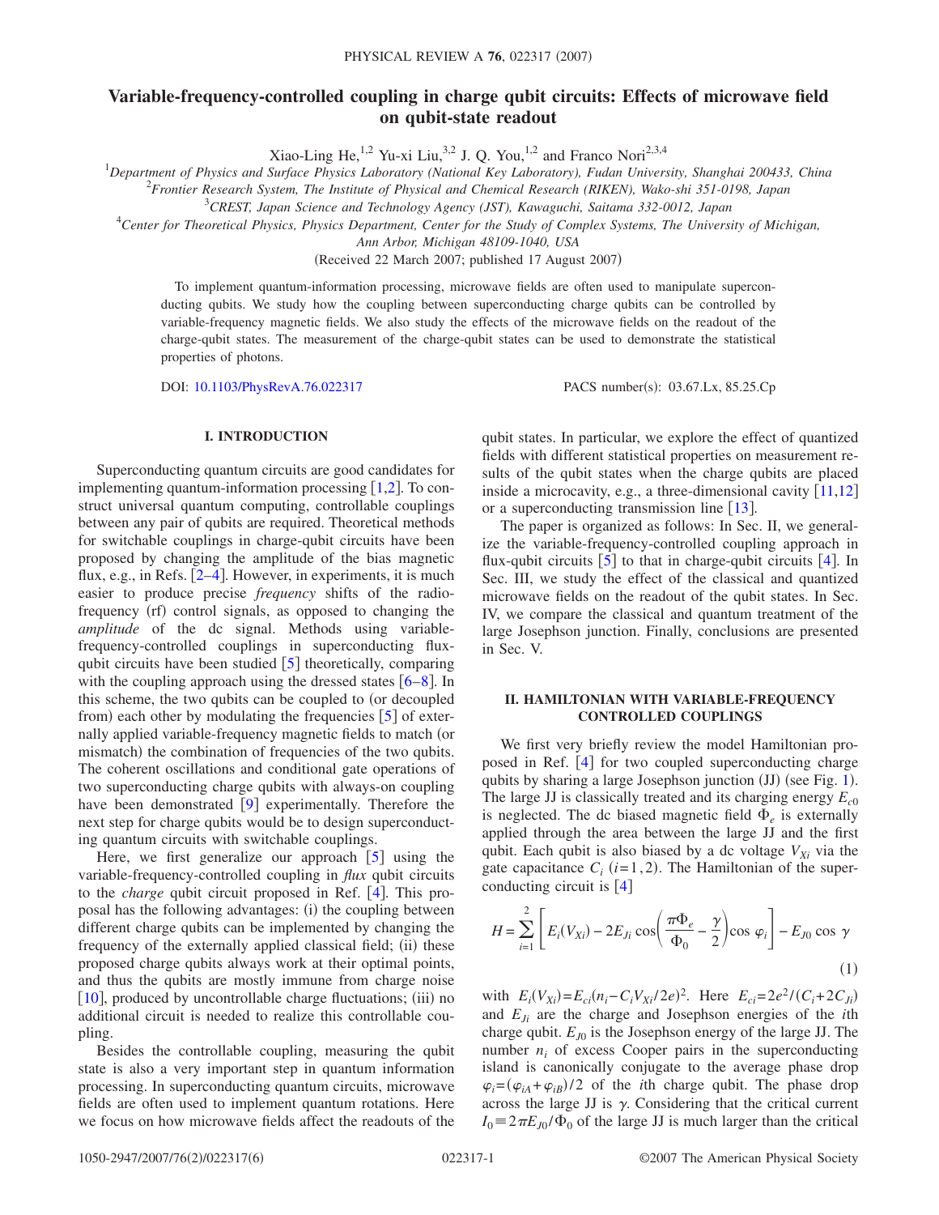# Variable-frequency-controlled coupling in charge qubit circuits: Effects of microwave field on qubit-state readout

Xiao-Ling He,[1,2] Yu-xi Liu,[3,2] J. Q. You,[1,2] and Franco Nori[2,3,4]

[1]Department of Physics and Surface Physics Laboratory (National Key Laboratory), Fudan University, Shanghai 200433, China
[2]Frontier Research System, The Institute of Physical and Chemical Research (RIKEN), Wako-shi 351-0198, Japan
[3]CREST, Japan Science and Technology Agency (JST), Kawaguchi, Saitama 332-0012, Japan
[4]Center for Theoretical Physics, Physics Department, Center for the Study of Complex Systems, The University of Michigan, Ann Arbor, Michigan 48109-1040, USA

(Received 22 March 2007; published 17 August 2007)

To implement quantum-information processing, microwave fields are often used to manipulate superconducting qubits. We study how the coupling between superconducting charge qubits can be controlled by variable-frequency magnetic fields. We also study the effects of the microwave fields on the readout of the charge-qubit states. The measurement of the charge-qubit states can be used to demonstrate the statistical properties of photons.

DOI: 10.1103/PhysRevA.76.022317 PACS number(s): 03.67.Lx, 85.25.Cp

## I. INTRODUCTION

Superconducting quantum circuits are good candidates for implementing quantum-information processing [1,2]. To construct universal quantum computing, controllable couplings between any pair of qubits are required. Theoretical methods for switchable couplings in charge-qubit circuits have been proposed by changing the amplitude of the bias magnetic flux, e.g., in Refs. [2–4]. However, in experiments, it is much easier to produce precise *frequency* shifts of the radio-frequency (rf) control signals, as opposed to changing the *amplitude* of the dc signal. Methods using variable-frequency-controlled couplings in superconducting flux-qubit circuits have been studied [5] theoretically, comparing with the coupling approach using the dressed states [6–8]. In this scheme, the two qubits can be coupled to (or decoupled from) each other by modulating the frequencies [5] of externally applied variable-frequency magnetic fields to match (or mismatch) the combination of frequencies of the two qubits. The coherent oscillations and conditional gate operations of two superconducting charge qubits with always-on coupling have been demonstrated [9] experimentally. Therefore the next step for charge qubits would be to design superconducting quantum circuits with switchable couplings.

Here, we first generalize our approach [5] using the variable-frequency-controlled coupling in *flux* qubit circuits to the *charge* qubit circuit proposed in Ref. [4]. This proposal has the following advantages: (i) the coupling between different charge qubits can be implemented by changing the frequency of the externally applied classical field; (ii) these proposed charge qubits always work at their optimal points, and thus the qubits are mostly immune from charge noise [10], produced by uncontrollable charge fluctuations; (iii) no additional circuit is needed to realize this controllable coupling.

Besides the controllable coupling, measuring the qubit state is also a very important step in quantum information processing. In superconducting quantum circuits, microwave fields are often used to implement quantum rotations. Here we focus on how microwave fields affect the readouts of the qubit states. In particular, we explore the effect of quantized fields with different statistical properties on measurement results of the qubit states when the charge qubits are placed inside a microcavity, e.g., a three-dimensional cavity [11,12] or a superconducting transmission line [13].

The paper is organized as follows: In Sec. II, we generalize the variable-frequency-controlled coupling approach in flux-qubit circuits [5] to that in charge-qubit circuits [4]. In Sec. III, we study the effect of the classical and quantized microwave fields on the readout of the qubit states. In Sec. IV, we compare the classical and quantum treatment of the large Josephson junction. Finally, conclusions are presented in Sec. V.

## II. HAMILTONIAN WITH VARIABLE-FREQUENCY CONTROLLED COUPLINGS

We first very briefly review the model Hamiltonian proposed in Ref. [4] for two coupled superconducting charge qubits by sharing a large Josephson junction (JJ) (see Fig. 1). The large JJ is classically treated and its charging energy $E_{c0}$ is neglected. The dc biased magnetic field $\Phi_e$ is externally applied through the area between the large JJ and the first qubit. Each qubit is also biased by a dc voltage $V_{Xi}$ via the gate capacitance $C_i$ ($i=1,2$). The Hamiltonian of the superconducting circuit is [4]

$$H=\sum_{i=1}^{2}\left[E_i(V_{Xi})-2E_{Ji}\cos\left(\frac{\pi\Phi_e}{\Phi_0}-\frac{\gamma}{2}\right)\cos\varphi_i\right]-E_{J0}\cos\gamma \tag{1}$$

with $E_i(V_{Xi})=E_{ci}(n_i-C_iV_{Xi}/2e)^2$. Here $E_{ci}=2e^2/(C_i+2C_{Ji})$ and $E_{Ji}$ are the charge and Josephson energies of the $i$th charge qubit. $E_{J0}$ is the Josephson energy of the large JJ. The number $n_i$ of excess Cooper pairs in the superconducting island is canonically conjugate to the average phase drop $\varphi_i=(\varphi_{iA}+\varphi_{iB})/2$ of the $i$th charge qubit. The phase drop across the large JJ is $\gamma$. Considering that the critical current $I_0\equiv 2\pi E_{J0}/\Phi_0$ of the large JJ is much larger than the critical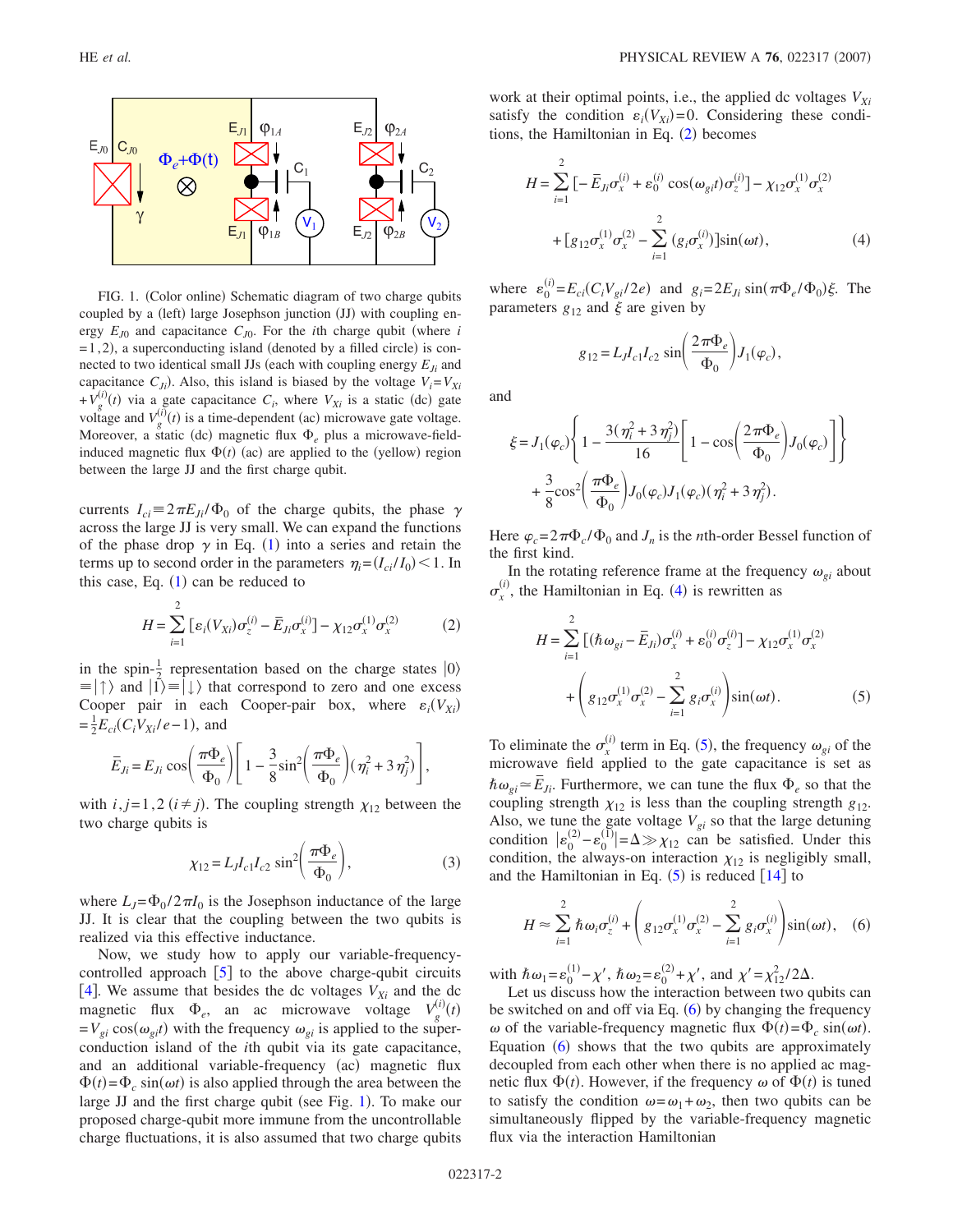FIG. 1. (Color online) Schematic diagram of two charge qubits coupled by a (left) large Josephson junction (JJ) with coupling energy $E_{J0}$ and capacitance $C_{J0}$. For the $i$th charge qubit (where $i=1,2$), a superconducting island (denoted by a filled circle) is connected to two identical small JJs (each with coupling energy $E_{Ji}$ and capacitance $C_{Ji}$). Also, this island is biased by the voltage $V_i=V_{Xi}+V_g^{(i)}(t)$ via a gate capacitance $C_i$, where $V_{Xi}$ is a static (dc) gate voltage and $V_g^{(i)}(t)$ is a time-dependent (ac) microwave gate voltage. Moreover, a static (dc) magnetic flux $\Phi_e$ plus a microwave-field-induced magnetic flux $\Phi(t)$ (ac) are applied to the (yellow) region between the large JJ and the first charge qubit.

currents $I_{ci}\equiv 2\pi E_{Ji}/\Phi_0$ of the charge qubits, the phase $\gamma$ across the large JJ is very small. We can expand the functions of the phase drop $\gamma$ in Eq. (1) into a series and retain the terms up to second order in the parameters $\eta_i=(I_{ci}/I_0)<1$. In this case, Eq. (1) can be reduced to

$$H=\sum_{i=1}^{2}[\varepsilon_i(V_{Xi})\sigma_z^{(i)}-\bar{E}_{Ji}\sigma_x^{(i)}]-\chi_{12}\sigma_x^{(1)}\sigma_x^{(2)} \tag{2}$$

in the spin-$\frac{1}{2}$ representation based on the charge states $|0\rangle\equiv|\uparrow\rangle$ and $|1\rangle\equiv|\downarrow\rangle$ that correspond to zero and one excess Cooper pair in each Cooper-pair box, where $\varepsilon_i(V_{Xi})=\frac{1}{2}E_{ci}(C_iV_{Xi}/e-1)$, and

$$\bar{E}_{Ji}=E_{Ji}\cos\left(\frac{\pi\Phi_e}{\Phi_0}\right)\left[1-\frac{3}{8}\sin^2\left(\frac{\pi\Phi_e}{\Phi_0}\right)(\eta_i^2+3\eta_j^2)\right],$$

with $i,j=1,2$ $(i\neq j)$. The coupling strength $\chi_{12}$ between the two charge qubits is

$$\chi_{12}=L_JI_{c1}I_{c2}\sin^2\left(\frac{\pi\Phi_e}{\Phi_0}\right), \tag{3}$$

where $L_J=\Phi_0/2\pi I_0$ is the Josephson inductance of the large JJ. It is clear that the coupling between the two qubits is realized via this effective inductance.

Now, we study how to apply our variable-frequency-controlled approach [5] to the above charge-qubit circuits [4]. We assume that besides the dc voltages $V_{Xi}$ and the dc magnetic flux $\Phi_e$, an ac microwave voltage $V_g^{(i)}(t)=V_{gi}\cos(\omega_{gi}t)$ with the frequency $\omega_{gi}$ is applied to the superconduction island of the $i$th qubit via its gate capacitance, and an additional variable-frequency (ac) magnetic flux $\Phi(t)=\Phi_c\sin(\omega t)$ is also applied through the area between the large JJ and the first charge qubit (see Fig. 1). To make our proposed charge-qubit more immune from the uncontrollable charge fluctuations, it is also assumed that two charge qubits work at their optimal points, i.e., the applied dc voltages $V_{Xi}$ satisfy the condition $\varepsilon_i(V_{Xi})=0$. Considering these conditions, the Hamiltonian in Eq. (2) becomes

$$H=\sum_{i=1}^{2}[-\bar{E}_{Ji}\sigma_x^{(i)}+\varepsilon_0^{(i)}\cos(\omega_{gi}t)\sigma_z^{(i)}]-\chi_{12}\sigma_x^{(1)}\sigma_x^{(2)}$$
$$+\left[g_{12}\sigma_x^{(1)}\sigma_x^{(2)}-\sum_{i=1}^{2}(g_i\sigma_x^{(i)})\right]\sin(\omega t), \tag{4}$$

where $\varepsilon_0^{(i)}=E_{ci}(C_iV_{gi}/2e)$ and $g_i=2E_{Ji}\sin(\pi\Phi_e/\Phi_0)\xi$. The parameters $g_{12}$ and $\xi$ are given by

$$g_{12}=L_JI_{c1}I_{c2}\sin\left(\frac{2\pi\Phi_e}{\Phi_0}\right)J_1(\varphi_c),$$

and

$$\xi=J_1(\varphi_c)\left\{1-\frac{3(\eta_i^2+3\eta_j^2)}{16}\left[1-\cos\left(\frac{2\pi\Phi_e}{\Phi_0}\right)J_0(\varphi_c)\right]\right\}$$
$$+\frac{3}{8}\cos^2\left(\frac{\pi\Phi_e}{\Phi_0}\right)J_0(\varphi_c)J_1(\varphi_c)(\eta_i^2+3\eta_j^2).$$

Here $\varphi_c=2\pi\Phi_c/\Phi_0$ and $J_n$ is the $n$th-order Bessel function of the first kind.

In the rotating reference frame at the frequency $\omega_{gi}$ about $\sigma_x^{(i)}$, the Hamiltonian in Eq. (4) is rewritten as

$$H=\sum_{i=1}^{2}[(\hbar\omega_{gi}-\bar{E}_{Ji})\sigma_x^{(i)}+\varepsilon_0^{(i)}\sigma_z^{(i)}]-\chi_{12}\sigma_x^{(1)}\sigma_x^{(2)}$$
$$+\left(g_{12}\sigma_x^{(1)}\sigma_x^{(2)}-\sum_{i=1}^{2}g_i\sigma_x^{(i)}\right)\sin(\omega t). \tag{5}$$

To eliminate the $\sigma_x^{(i)}$ term in Eq. (5), the frequency $\omega_{gi}$ of the microwave field applied to the gate capacitance is set as $\hbar\omega_{gi}\simeq\bar{E}_{Ji}$. Furthermore, we can tune the flux $\Phi_e$ so that the coupling strength $\chi_{12}$ is less than the coupling strength $g_{12}$. Also, we tune the gate voltage $V_{gi}$ so that the large detuning condition $|\varepsilon_0^{(2)}-\varepsilon_0^{(1)}|=\Delta\gg\chi_{12}$ can be satisfied. Under this condition, the always-on interaction $\chi_{12}$ is negligibly small, and the Hamiltonian in Eq. (5) is reduced [14] to

$$H\approx\sum_{i=1}^{2}\hbar\omega_i\sigma_z^{(i)}+\left(g_{12}\sigma_x^{(1)}\sigma_x^{(2)}-\sum_{i=1}^{2}g_i\sigma_x^{(i)}\right)\sin(\omega t), \tag{6}$$

with $\hbar\omega_1=\varepsilon_0^{(1)}-\chi'$, $\hbar\omega_2=\varepsilon_0^{(2)}+\chi'$, and $\chi'=\chi_{12}^2/2\Delta$.

Let us discuss how the interaction between two qubits can be switched on and off via Eq. (6) by changing the frequency $\omega$ of the variable-frequency magnetic flux $\Phi(t)=\Phi_c\sin(\omega t)$. Equation (6) shows that the two qubits are approximately decoupled from each other when there is no applied ac magnetic flux $\Phi(t)$. However, if the frequency $\omega$ of $\Phi(t)$ is tuned to satisfy the condition $\omega=\omega_1+\omega_2$, then two qubits can be simultaneously flipped by the variable-frequency magnetic flux via the interaction Hamiltonian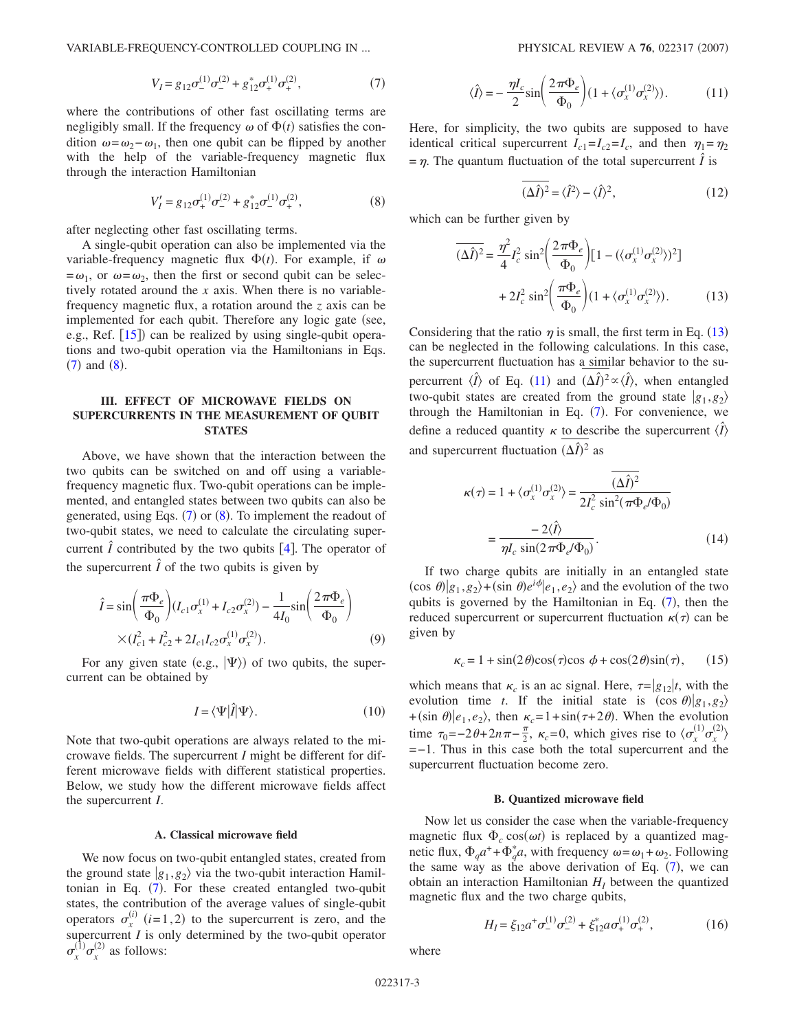$$V_I = g_{12}\sigma_-^{(1)}\sigma_-^{(2)} + g_{12}^*\sigma_+^{(1)}\sigma_+^{(2)}, \tag{7}$$

where the contributions of other fast oscillating terms are negligibly small. If the frequency $\omega$ of $\Phi(t)$ satisfies the condition $\omega=\omega_2-\omega_1$, then one qubit can be flipped by another with the help of the variable-frequency magnetic flux through the interaction Hamiltonian

$$V_I' = g_{12}\sigma_+^{(1)}\sigma_-^{(2)} + g_{12}^*\sigma_-^{(1)}\sigma_+^{(2)}, \tag{8}$$

after neglecting other fast oscillating terms.

A single-qubit operation can also be implemented via the variable-frequency magnetic flux $\Phi(t)$. For example, if $\omega=\omega_1$, or $\omega=\omega_2$, then the first or second qubit can be selectively rotated around the $x$ axis. When there is no variable-frequency magnetic flux, a rotation around the $z$ axis can be implemented for each qubit. Therefore any logic gate (see, e.g., Ref. [15]) can be realized by using single-qubit operations and two-qubit operation via the Hamiltonians in Eqs. (7) and (8).

### III. EFFECT OF MICROWAVE FIELDS ON SUPERCURRENTS IN THE MEASUREMENT OF QUBIT STATES

Above, we have shown that the interaction between the two qubits can be switched on and off using a variable-frequency magnetic flux. Two-qubit operations can be implemented, and entangled states between two qubits can also be generated, using Eqs. (7) or (8). To implement the readout of two-qubit states, we need to calculate the circulating supercurrent $\hat{I}$ contributed by the two qubits [4]. The operator of the supercurrent $\hat{I}$ of the two qubits is given by

$$\hat{I} = \sin\left(\frac{\pi\Phi_e}{\Phi_0}\right)(I_{c1}\sigma_x^{(1)} + I_{c2}\sigma_x^{(2)}) - \frac{1}{4I_0}\sin\left(\frac{2\pi\Phi_e}{\Phi_0}\right) \times (I_{c1}^2 + I_{c2}^2 + 2I_{c1}I_{c2}\sigma_x^{(1)}\sigma_x^{(2)}). \tag{9}$$

For any given state (e.g., $|\Psi\rangle$) of two qubits, the supercurrent can be obtained by

$$I = \langle\Psi|\hat{I}|\Psi\rangle. \tag{10}$$

Note that two-qubit operations are always related to the microwave fields. The supercurrent $I$ might be different for different microwave fields with different statistical properties. Below, we study how the different microwave fields affect the supercurrent $I$.

#### A. Classical microwave field

We now focus on two-qubit entangled states, created from the ground state $|g_1,g_2\rangle$ via the two-qubit interaction Hamiltonian in Eq. (7). For these created entangled two-qubit states, the contribution of the average values of single-qubit operators $\sigma_x^{(i)}$ $(i=1,2)$ to the supercurrent is zero, and the supercurrent $I$ is only determined by the two-qubit operator $\sigma_x^{(1)}\sigma_x^{(2)}$ as follows:

$$\langle\hat{I}\rangle = -\frac{\eta I_c}{2}\sin\left(\frac{2\pi\Phi_e}{\Phi_0}\right)(1 + \langle\sigma_x^{(1)}\sigma_x^{(2)}\rangle). \tag{11}$$

Here, for simplicity, the two qubits are supposed to have identical critical supercurrent $I_{c1}=I_{c2}=I_c$, and then $\eta_1=\eta_2=\eta$. The quantum fluctuation of the total supercurrent $\hat{I}$ is

$$\overline{(\Delta\hat{I})^2} = \langle\hat{I}^2\rangle - \langle\hat{I}\rangle^2, \tag{12}$$

which can be further given by

$$\overline{(\Delta\hat{I})^2} = \frac{\eta^2}{4}I_c^2\sin^2\left(\frac{2\pi\Phi_e}{\Phi_0}\right)[1 - (\langle\sigma_x^{(1)}\sigma_x^{(2)}\rangle)^2] + 2I_c^2\sin^2\left(\frac{\pi\Phi_e}{\Phi_0}\right)(1 + \langle\sigma_x^{(1)}\sigma_x^{(2)}\rangle). \tag{13}$$

Considering that the ratio $\eta$ is small, the first term in Eq. (13) can be neglected in the following calculations. In this case, the supercurrent fluctuation has a similar behavior to the supercurrent $\langle\hat{I}\rangle$ of Eq. (11) and $\overline{(\Delta\hat{I})^2}\propto\langle\hat{I}\rangle$, when entangled two-qubit states are created from the ground state $|g_1,g_2\rangle$ through the Hamiltonian in Eq. (7). For convenience, we define a reduced quantity $\kappa$ to describe the supercurrent $\langle\hat{I}\rangle$ and supercurrent fluctuation $\overline{(\Delta\hat{I})^2}$ as

$$\kappa(\tau) = 1 + \langle\sigma_x^{(1)}\sigma_x^{(2)}\rangle = \frac{\overline{(\Delta\hat{I})^2}}{2I_c^2\sin^2(\pi\Phi_e/\Phi_0)} = \frac{-2\langle\hat{I}\rangle}{\eta I_c\sin(2\pi\Phi_e/\Phi_0)}. \tag{14}$$

If two charge qubits are initially in an entangled state $(\cos\theta)|g_1,g_2\rangle + (\sin\theta)e^{i\phi}|e_1,e_2\rangle$ and the evolution of the two qubits is governed by the Hamiltonian in Eq. (7), then the reduced supercurrent or supercurrent fluctuation $\kappa(\tau)$ can be given by

$$\kappa_c = 1 + \sin(2\theta)\cos(\tau)\cos\phi + \cos(2\theta)\sin(\tau), \tag{15}$$

which means that $\kappa_c$ is an ac signal. Here, $\tau=|g_{12}|t$, with the evolution time $t$. If the initial state is $(\cos\theta)|g_1,g_2\rangle + (\sin\theta)|e_1,e_2\rangle$, then $\kappa_c = 1+\sin(\tau+2\theta)$. When the evolution time $\tau_0=-2\theta+2n\pi-\frac{\pi}{2}$, $\kappa_c=0$, which gives rise to $\langle\sigma_x^{(1)}\sigma_x^{(2)}\rangle=-1$. Thus in this case both the total supercurrent and the supercurrent fluctuation become zero.

#### B. Quantized microwave field

Now let us consider the case when the variable-frequency magnetic flux $\Phi_c\cos(\omega t)$ is replaced by a quantized magnetic flux, $\Phi_q a^+ + \Phi_q^* a$, with frequency $\omega=\omega_1+\omega_2$. Following the same way as the above derivation of Eq. (7), we can obtain an interaction Hamiltonian $H_I$ between the quantized magnetic flux and the two charge qubits,

$$H_I = \xi_{12}a^+\sigma_-^{(1)}\sigma_-^{(2)} + \xi_{12}^* a\sigma_+^{(1)}\sigma_+^{(2)}, \tag{16}$$

where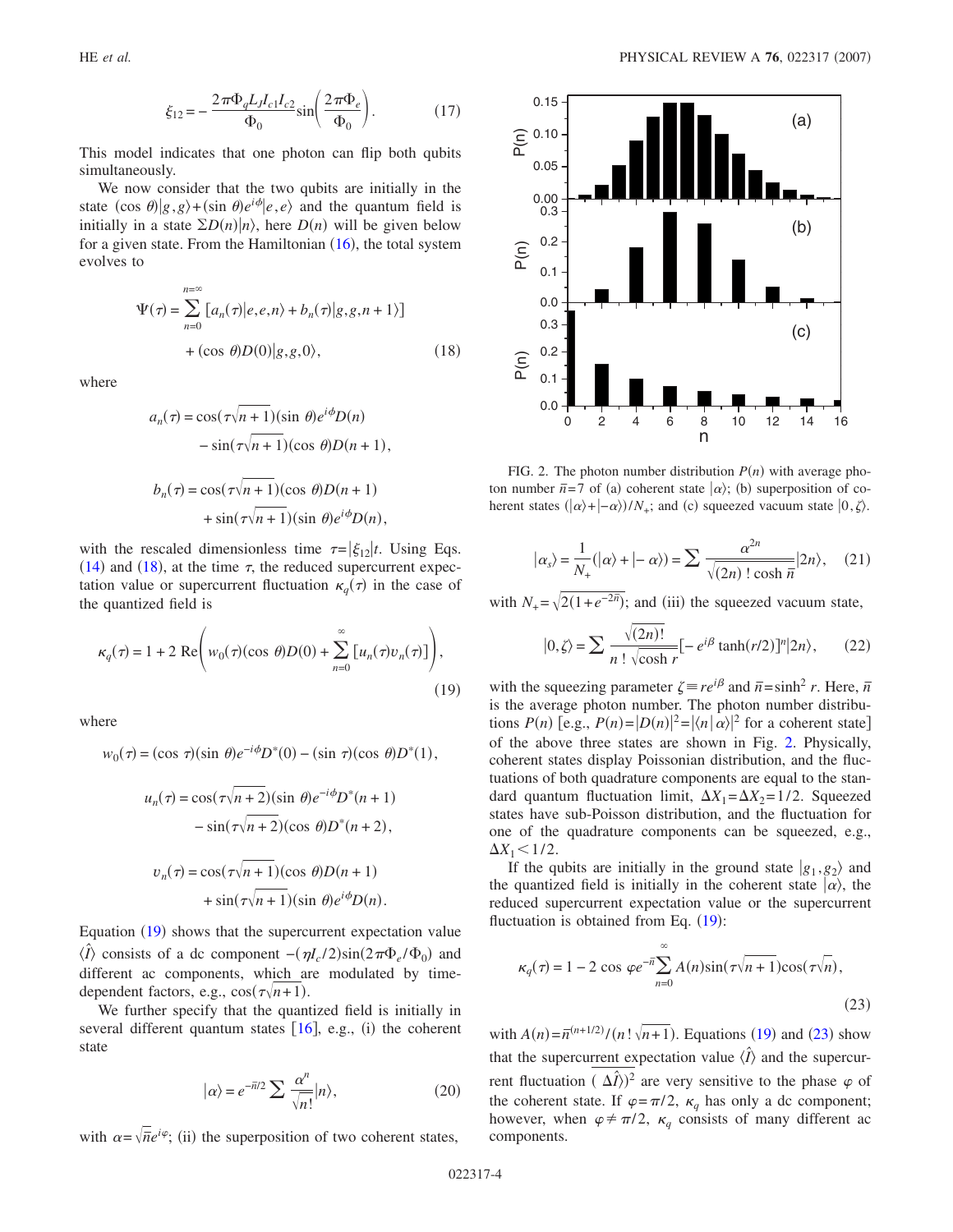$$\xi_{12} = -\frac{2\pi\Phi_q L_J I_{c1} I_{c2}}{\Phi_0}\sin\left(\frac{2\pi\Phi_e}{\Phi_0}\right). \tag{17}$$

This model indicates that one photon can flip both qubits simultaneously.

We now consider that the two qubits are initially in the state $(\cos\theta)|g,g\rangle + (\sin\theta)e^{i\phi}|e,e\rangle$ and the quantum field is initially in a state $\Sigma D(n)|n\rangle$, here $D(n)$ will be given below for a given state. From the Hamiltonian (16), the total system evolves to

$$\Psi(\tau) = \sum_{n=0}^{n=\infty}[a_n(\tau)|e,e,n\rangle + b_n(\tau)|g,g,n+1\rangle] + (\cos\theta)D(0)|g,g,0\rangle, \tag{18}$$

where

$$a_n(\tau) = \cos(\tau\sqrt{n+1})(\sin\theta)e^{i\phi}D(n) - \sin(\tau\sqrt{n+1})(\cos\theta)D(n+1),$$

$$b_n(\tau) = \cos(\tau\sqrt{n+1})(\cos\theta)D(n+1) + \sin(\tau\sqrt{n+1})(\sin\theta)e^{i\phi}D(n),$$

with the rescaled dimensionless time $\tau = |\xi_{12}|t$. Using Eqs. (14) and (18), at the time $\tau$, the reduced supercurrent expectation value or supercurrent fluctuation $\kappa_q(\tau)$ in the case of the quantized field is

$$\kappa_q(\tau) = 1 + 2\,\mathrm{Re}\left(w_0(\tau)(\cos\theta)D(0) + \sum_{n=0}^{\infty}[u_n(\tau)v_n(\tau)]\right), \tag{19}$$

where

$$w_0(\tau) = (\cos\tau)(\sin\theta)e^{-i\phi}D^*(0) - (\sin\tau)(\cos\theta)D^*(1),$$

$$u_n(\tau) = \cos(\tau\sqrt{n+2})(\sin\theta)e^{-i\phi}D^*(n+1) - \sin(\tau\sqrt{n+2})(\cos\theta)D^*(n+2),$$

$$v_n(\tau) = \cos(\tau\sqrt{n+1})(\cos\theta)D(n+1) + \sin(\tau\sqrt{n+1})(\sin\theta)e^{i\phi}D(n).$$

Equation (19) shows that the supercurrent expectation value $\langle\hat{I}\rangle$ consists of a dc component $-(\eta I_c/2)\sin(2\pi\Phi_e/\Phi_0)$ and different ac components, which are modulated by time-dependent factors, e.g., $\cos(\tau\sqrt{n+1})$.

We further specify that the quantized field is initially in several different quantum states [16], e.g., (i) the coherent state

$$|\alpha\rangle = e^{-\bar{n}/2}\sum\frac{\alpha^n}{\sqrt{n!}}|n\rangle, \tag{20}$$

with $\alpha = \sqrt{\bar{n}}e^{i\varphi}$; (ii) the superposition of two coherent states,

FIG. 2. The photon number distribution $P(n)$ with average photon number $\bar{n}=7$ of (a) coherent state $|\alpha\rangle$; (b) superposition of coherent states $(|\alpha\rangle + |-\alpha\rangle)/N_+$; and (c) squeezed vacuum state $|0,\zeta\rangle$.

$$|\alpha_s\rangle = \frac{1}{N_+}(|\alpha\rangle + |-\alpha\rangle) = \sum\frac{\alpha^{2n}}{\sqrt{(2n)!\cosh\bar{n}}}|2n\rangle, \tag{21}$$

with $N_+ = \sqrt{2(1+e^{-2\bar{n}})}$; and (iii) the squeezed vacuum state,

$$|0,\zeta\rangle = \sum\frac{\sqrt{(2n)!}}{n!\sqrt{\cosh r}}[-e^{i\beta}\tanh(r/2)]^n|2n\rangle, \tag{22}$$

with the squeezing parameter $\zeta \equiv re^{i\beta}$ and $\bar{n} = \sinh^2 r$. Here, $\bar{n}$ is the average photon number. The photon number distributions $P(n)$ [e.g., $P(n) = |D(n)|^2 = |\langle n|\alpha\rangle|^2$ for a coherent state] of the above three states are shown in Fig. 2. Physically, coherent states display Poissonian distribution, and the fluctuations of both quadrature components are equal to the standard quantum fluctuation limit, $\Delta X_1 = \Delta X_2 = 1/2$. Squeezed states have sub-Poisson distribution, and the fluctuation for one of the quadrature components can be squeezed, e.g., $\Delta X_1 < 1/2$.

If the qubits are initially in the ground state $|g_1, g_2\rangle$ and the quantized field is initially in the coherent state $|\alpha\rangle$, the reduced supercurrent expectation value or the supercurrent fluctuation is obtained from Eq. (19):

$$\kappa_q(\tau) = 1 - 2\cos\varphi e^{-\bar{n}}\sum_{n=0}^{\infty}A(n)\sin(\tau\sqrt{n+1})\cos(\tau\sqrt{n}), \tag{23}$$

with $A(n) = \bar{n}^{(n+1/2)}/(n!\sqrt{n+1})$. Equations (19) and (23) show that the supercurrent expectation value $\langle\hat{I}\rangle$ and the supercurrent fluctuation $\overline{(\Delta\hat{I})^2}$ are very sensitive to the phase $\varphi$ of the coherent state. If $\varphi = \pi/2$, $\kappa_q$ has only a dc component; however, when $\varphi \neq \pi/2$, $\kappa_q$ consists of many different ac components.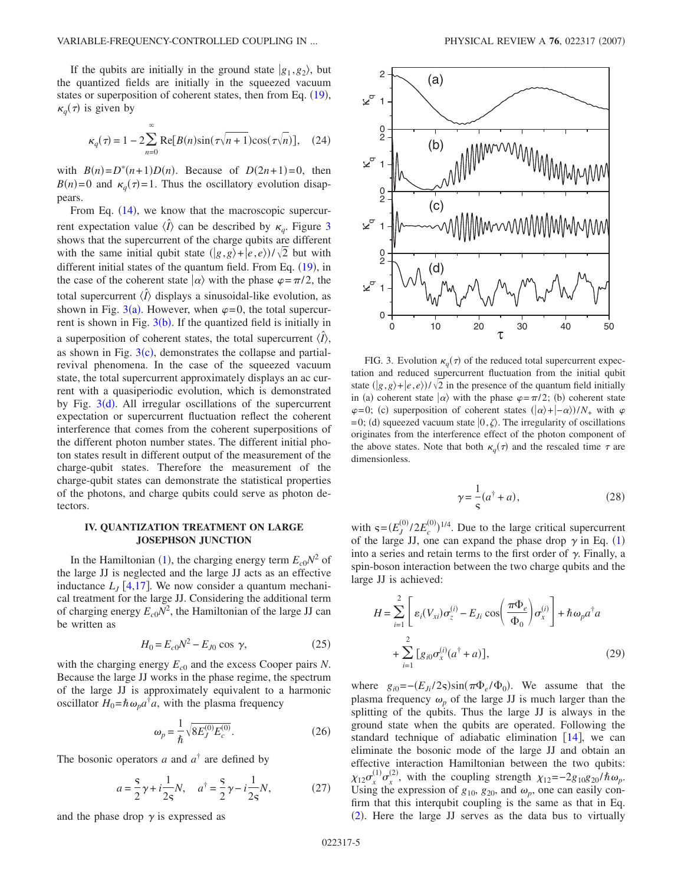If the qubits are initially in the ground state $|g_1, g_2\rangle$, but the quantized fields are initially in the squeezed vacuum states or superposition of coherent states, then from Eq. (19), $\kappa_q(\tau)$ is given by

$$\kappa_q(\tau) = 1 - 2\sum_{n=0}^{\infty} \mathrm{Re}[B(n)\sin(\tau\sqrt{n+1})\cos(\tau\sqrt{n})], \quad (24)$$

with $B(n) = D^*(n+1)D(n)$. Because of $D(2n+1)=0$, then $B(n)=0$ and $\kappa_q(\tau)=1$. Thus the oscillatory evolution disappears.

From Eq. (14), we know that the macroscopic supercurrent expectation value $\langle \hat{I} \rangle$ can be described by $\kappa_q$. Figure 3 shows that the supercurrent of the charge qubits are different with the same initial qubit state $(|g,g\rangle + |e,e\rangle)/\sqrt{2}$ but with different initial states of the quantum field. From Eq. (19), in the case of the coherent state $|\alpha\rangle$ with the phase $\varphi = \pi/2$, the total supercurrent $\langle \hat{I} \rangle$ displays a sinusoidal-like evolution, as shown in Fig. 3(a). However, when $\varphi = 0$, the total supercurrent is shown in Fig. 3(b). If the quantized field is initially in a superposition of coherent states, the total supercurrent $\langle \hat{I} \rangle$, as shown in Fig. 3(c), demonstrates the collapse and partial-revival phenomena. In the case of the squeezed vacuum state, the total supercurrent approximately displays an ac current with a quasiperiodic evolution, which is demonstrated by Fig. 3(d). All irregular oscillations of the supercurrent expectation or supercurrent fluctuation reflect the coherent interference that comes from the coherent superpositions of the different photon number states. The different initial photon states result in different output of the measurement of the charge-qubit states. Therefore the measurement of the charge-qubit states can demonstrate the statistical properties of the photons, and charge qubits could serve as photon detectors.

FIG. 3. Evolution $\kappa_q(\tau)$ of the reduced total supercurrent expectation and reduced supercurrent fluctuation from the initial qubit state $(|g,g\rangle + |e,e\rangle)/\sqrt{2}$ in the presence of the quantum field initially in (a) coherent state $|\alpha\rangle$ with the phase $\varphi = \pi/2$; (b) coherent state $\varphi = 0$; (c) superposition of coherent states $(|\alpha\rangle + |-\alpha\rangle)/N_+$ with $\varphi = 0$; (d) squeezed vacuum state $|0,\zeta\rangle$. The irregularity of oscillations originates from the interference effect of the photon component of the above states. Note that both $\kappa_q(\tau)$ and the rescaled time $\tau$ are dimensionless.

## IV. QUANTIZATION TREATMENT ON LARGE JOSEPHSON JUNCTION

In the Hamiltonian (1), the charging energy term $E_{c0}N^2$ of the large JJ is neglected and the large JJ acts as an effective inductance $L_J$ [4,17]. We now consider a quantum mechanical treatment for the large JJ. Considering the additional term of charging energy $E_{c0}N^2$, the Hamiltonian of the large JJ can be written as

$$H_0 = E_{c0}N^2 - E_{J0}\cos\gamma, \quad (25)$$

with the charging energy $E_{c0}$ and the excess Cooper pairs $N$. Because the large JJ works in the phase regime, the spectrum of the large JJ is approximately equivalent to a harmonic oscillator $H_0 = \hbar\omega_p a^\dagger a$, with the plasma frequency

$$\omega_p = \frac{1}{\hbar}\sqrt{8E_J^{(0)}E_c^{(0)}}. \quad (26)$$

The bosonic operators $a$ and $a^\dagger$ are defined by

$$a = \frac{\varsigma}{2}\gamma + i\frac{1}{2\varsigma}N, \quad a^\dagger = \frac{\varsigma}{2}\gamma - i\frac{1}{2\varsigma}N, \quad (27)$$

and the phase drop $\gamma$ is expressed as

$$\gamma = \frac{1}{\varsigma}(a^\dagger + a), \quad (28)$$

with $\varsigma = (E_J^{(0)}/2E_c^{(0)})^{1/4}$. Due to the large critical supercurrent of the large JJ, one can expand the phase drop $\gamma$ in Eq. (1) into a series and retain terms to the first order of $\gamma$. Finally, a spin-boson interaction between the two charge qubits and the large JJ is achieved:

$$H = \sum_{i=1}^{2}\left[\varepsilon_i(V_{xi})\sigma_z^{(i)} - E_{Ji}\cos\left(\frac{\pi\Phi_e}{\Phi_0}\right)\sigma_x^{(i)}\right] + \hbar\omega_p a^\dagger a + \sum_{i=1}^{2}[g_{i0}\sigma_x^{(i)}(a^\dagger + a)], \quad (29)$$

where $g_{i0} = -(E_{Ji}/2\varsigma)\sin(\pi\Phi_e/\Phi_0)$. We assume that the plasma frequency $\omega_p$ of the large JJ is much larger than the splitting of the qubits. Thus the large JJ is always in the ground state when the qubits are operated. Following the standard technique of adiabatic elimination [14], we can eliminate the bosonic mode of the large JJ and obtain an effective interaction Hamiltonian between the two qubits: $\chi_{12}\sigma_x^{(1)}\sigma_x^{(2)}$, with the coupling strength $\chi_{12} = -2g_{10}g_{20}/\hbar\omega_p$. Using the expression of $g_{10}$, $g_{20}$, and $\omega_p$, one can easily confirm that this interqubit coupling is the same as that in Eq. (2). Here the large JJ serves as the data bus to virtually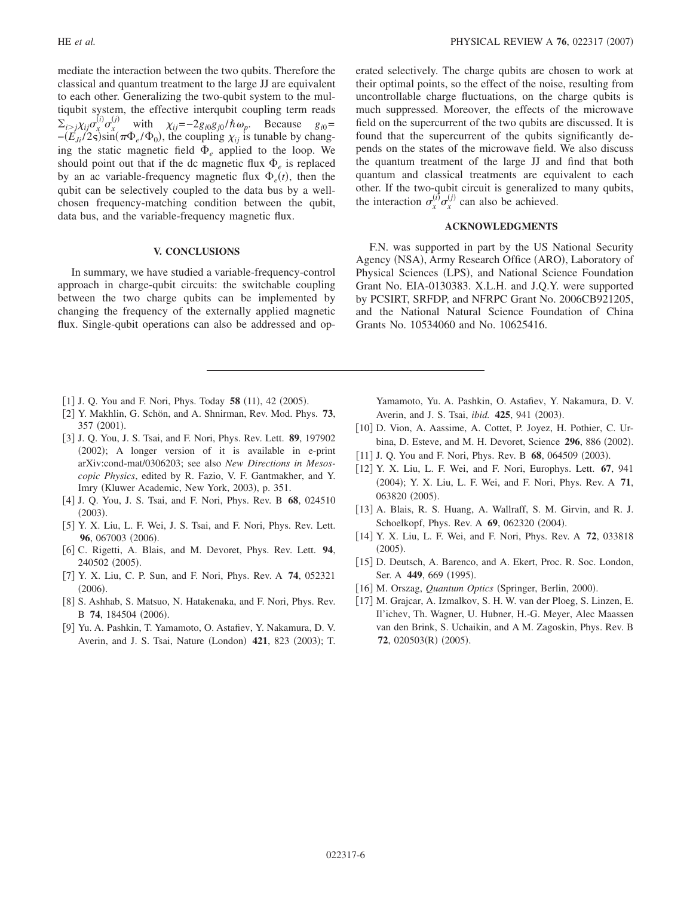mediate the interaction between the two qubits. Therefore the classical and quantum treatment to the large JJ are equivalent to each other. Generalizing the two-qubit system to the multiqubit system, the effective interqubit coupling term reads $\sum_{i>j}\chi_{ij}\sigma_x^{(i)}\sigma_x^{(j)}$ with $\chi_{ij}=-2g_{i0}g_{j0}/\hbar\omega_p$. Because $g_{i0}=-(E_{Ji}/2\varsigma)\sin(\pi\Phi_e/\Phi_0)$, the coupling $\chi_{ij}$ is tunable by changing the static magnetic field $\Phi_e$ applied to the loop. We should point out that if the dc magnetic flux $\Phi_e$ is replaced by an ac variable-frequency magnetic flux $\Phi_e(t)$, then the qubit can be selectively coupled to the data bus by a well-chosen frequency-matching condition between the qubit, data bus, and the variable-frequency magnetic flux.

## V. CONCLUSIONS

In summary, we have studied a variable-frequency-control approach in charge-qubit circuits: the switchable coupling between the two charge qubits can be implemented by changing the frequency of the externally applied magnetic flux. Single-qubit operations can also be addressed and operated selectively. The charge qubits are chosen to work at their optimal points, so the effect of the noise, resulting from uncontrollable charge fluctuations, on the charge qubits is much suppressed. Moreover, the effects of the microwave field on the supercurrent of the two qubits are discussed. It is found that the supercurrent of the qubits significantly depends on the states of the microwave field. We also discuss the quantum treatment of the large JJ and find that both quantum and classical treatments are equivalent to each other. If the two-qubit circuit is generalized to many qubits, the interaction $\sigma_x^{(i)}\sigma_x^{(j)}$ can also be achieved.

## ACKNOWLEDGMENTS

F.N. was supported in part by the US National Security Agency (NSA), Army Research Office (ARO), Laboratory of Physical Sciences (LPS), and National Science Foundation Grant No. EIA-0130383. X.L.H. and J.Q.Y. were supported by PCSIRT, SRFDP, and NFRPC Grant No. 2006CB921205, and the National Natural Science Foundation of China Grants No. 10534060 and No. 10625416.

---

[1] J. Q. You and F. Nori, Phys. Today **58** (11), 42 (2005).

[2] Y. Makhlin, G. Schön, and A. Shnirman, Rev. Mod. Phys. **73**, 357 (2001).

[3] J. Q. You, J. S. Tsai, and F. Nori, Phys. Rev. Lett. **89**, 197902 (2002); A longer version of it is available in e-print arXiv:cond-mat/0306203; see also *New Directions in Mesoscopic Physics*, edited by R. Fazio, V. F. Gantmakher, and Y. Imry (Kluwer Academic, New York, 2003), p. 351.

[4] J. Q. You, J. S. Tsai, and F. Nori, Phys. Rev. B **68**, 024510 (2003).

[5] Y. X. Liu, L. F. Wei, J. S. Tsai, and F. Nori, Phys. Rev. Lett. **96**, 067003 (2006).

[6] C. Rigetti, A. Blais, and M. Devoret, Phys. Rev. Lett. **94**, 240502 (2005).

[7] Y. X. Liu, C. P. Sun, and F. Nori, Phys. Rev. A **74**, 052321 (2006).

[8] S. Ashhab, S. Matsuo, N. Hatakenaka, and F. Nori, Phys. Rev. B **74**, 184504 (2006).

[9] Yu. A. Pashkin, T. Yamamoto, O. Astafiev, Y. Nakamura, D. V. Averin, and J. S. Tsai, Nature (London) **421**, 823 (2003); T. Yamamoto, Yu. A. Pashkin, O. Astafiev, Y. Nakamura, D. V. Averin, and J. S. Tsai, *ibid.* **425**, 941 (2003).

[10] D. Vion, A. Aassime, A. Cottet, P. Joyez, H. Pothier, C. Urbina, D. Esteve, and M. H. Devoret, Science **296**, 886 (2002).

[11] J. Q. You and F. Nori, Phys. Rev. B **68**, 064509 (2003).

[12] Y. X. Liu, L. F. Wei, and F. Nori, Europhys. Lett. **67**, 941 (2004); Y. X. Liu, L. F. Wei, and F. Nori, Phys. Rev. A **71**, 063820 (2005).

[13] A. Blais, R. S. Huang, A. Wallraff, S. M. Girvin, and R. J. Schoelkopf, Phys. Rev. A **69**, 062320 (2004).

[14] Y. X. Liu, L. F. Wei, and F. Nori, Phys. Rev. A **72**, 033818 (2005).

[15] D. Deutsch, A. Barenco, and A. Ekert, Proc. R. Soc. London, Ser. A **449**, 669 (1995).

[16] M. Orszag, *Quantum Optics* (Springer, Berlin, 2000).

[17] M. Grajcar, A. Izmalkov, S. H. W. van der Ploeg, S. Linzen, E. Il'ichev, Th. Wagner, U. Hubner, H.-G. Meyer, Alec Maassen van den Brink, S. Uchaikin, and A M. Zagoskin, Phys. Rev. B **72**, 020503(R) (2005).